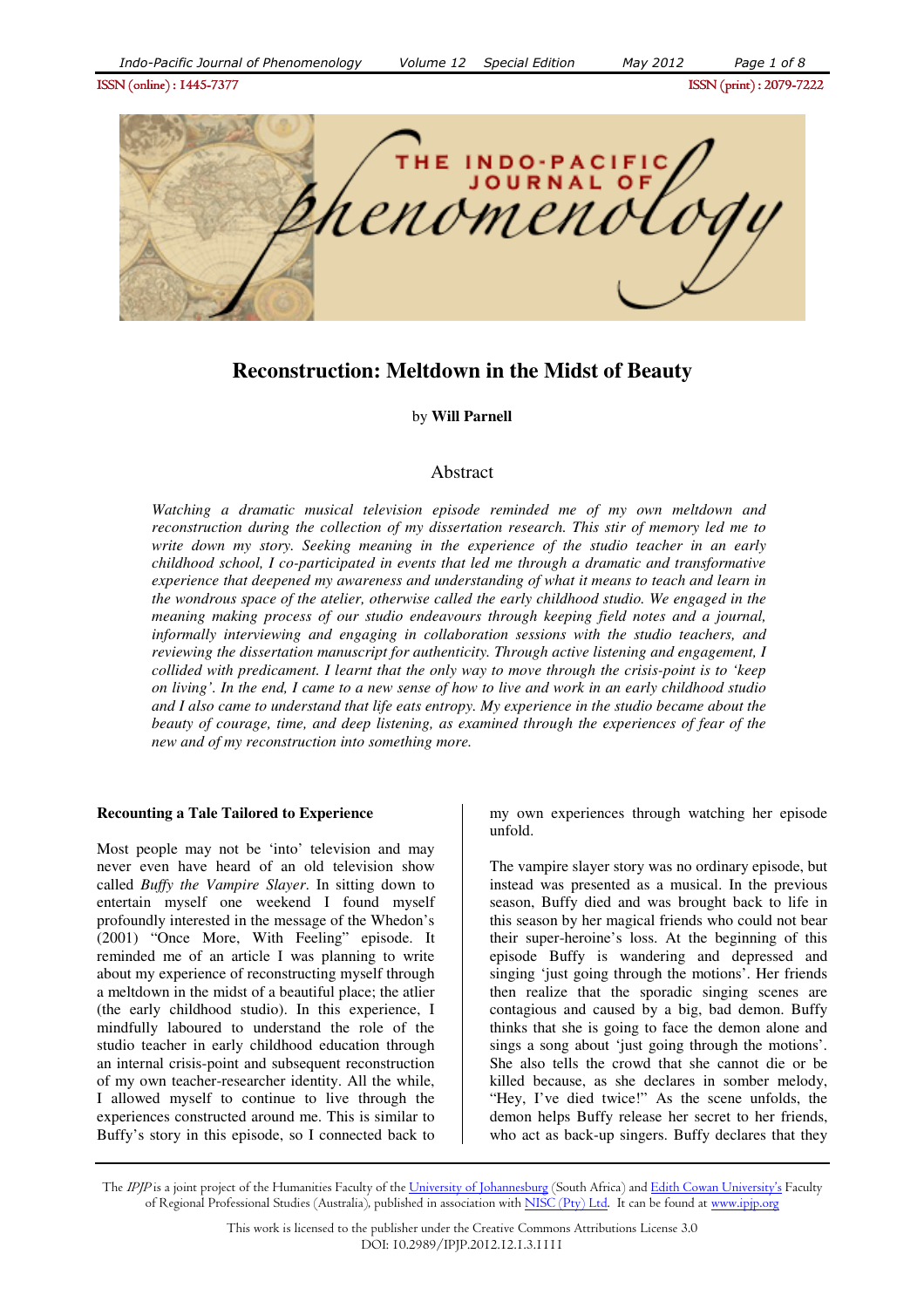ISSN (online) : 1445-7377 ISSN (print) : 2079-7222

# Reconstruction: Meltdown in the Midst of Beauty

by **Will Parnell**

## Abstract

*Watching a dramatic musical television episode reminded me of my own meltdown and reconstruction during the collection of my dissertation research. This stir of memory led me to write down my story. Seeking meaning in the experience of the studio teacher in an early childhood school, I co-participated in events that led me through a dramatic and transformative experience that deepened my awareness and understanding of what it means to teach and learn in the wondrous space of the atelier, otherwise called the early childhood studio. We engaged in the meaning making process of our studio endeavours through keeping field notes and a journal, informally interviewing and engaging in collaboration sessions with the studio teachers, and reviewing the dissertation manuscript for authenticity. Through active listening and engagement, I collided with predicament. I learnt that the only way to move through the crisis-point is to 'keep on living'. In the end, I came to a new sense of how to live and work in an early childhood studio and I also came to understand that life eats entropy. My experience in the studio became about the beauty of courage, time, and deep listening, as examined through the experiences of fear of the new and of my reconstruction into something more.*

### Recounting a Tale Tailored to Experience

Most people may not be 'into' television and may never even have heard of an old television show called *Buffy the Vampire Slayer*. In sitting down to entertain myself one weekend I found myself profoundly interested in the message of the Whedon's (2001) "Once More, With Feeling" episode. It reminded me of an article I was planning to write about my experience of reconstructing myself through a meltdown in the midst of a beautiful place; the atlier (the early childhood studio). In this experience, I mindfully laboured to understand the role of the studio teacher in early childhood education through an internal crisis-point and subsequent reconstruction of my own teacher-researcher identity. All the while, I allowed myself to continue to live through the experiences constructed around me. This is similar to Buffy's story in this episode, so I connected back to my own experiences through watching her episode unfold.

The vampire slayer story was no ordinary episode, but instead was presented as a musical. In the previous season, Buffy died and was brought back to life in this season by her magical friends who could not bear their super-heroine's loss. At the beginning of this episode Buffy is wandering and depressed and singing 'just going through the motions'. Her friends then realize that the sporadic singing scenes are contagious and caused by a big, bad demon. Buffy thinks that she is going to face the demon alone and sings a song about 'just going through the motions'. She also tells the crowd that she cannot die or be killed because, as she declares in somber melody, "Hey, I've died twice!" As the scene unfolds, the demon helps Buffy release her secret to her friends, who act as back-up singers. Buffy declares that they

The *IPJP* is a joint project of the Humanities Faculty of the University of Johannesburg (South Africa) and Edith Cowan University's Faculty of Regional Professional Studies (Australia), published in association with NISC (Pty) Ltd. It can be found at www.ipjp.org

This work is licensed to the publisher under the Creative Commons Attributions License 3.0
DOI: 10.2989/IPJP.2012.12.1.3.1111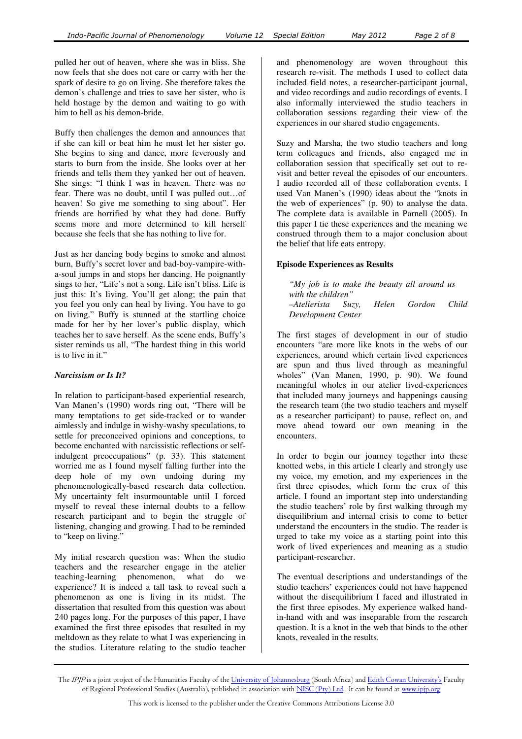pulled her out of heaven, where she was in bliss. She now feels that she does not care or carry with her the spark of desire to go on living. She therefore takes the demon's challenge and tries to save her sister, who is held hostage by the demon and waiting to go with him to hell as his demon-bride.

Buffy then challenges the demon and announces that if she can kill or beat him he must let her sister go. She begins to sing and dance, more feverously and starts to burn from the inside. She looks over at her friends and tells them they yanked her out of heaven. She sings: "I think I was in heaven. There was no fear. There was no doubt, until I was pulled out…of heaven! So give me something to sing about". Her friends are horrified by what they had done. Buffy seems more and more determined to kill herself because she feels that she has nothing to live for.

Just as her dancing body begins to smoke and almost burn, Buffy's secret lover and bad-boy-vampire-with-a-soul jumps in and stops her dancing. He poignantly sings to her, "Life's not a song. Life isn't bliss. Life is just this: It's living. You'll get along; the pain that you feel you only can heal by living. You have to go on living." Buffy is stunned at the startling choice made for her by her lover's public display, which teaches her to save herself. As the scene ends, Buffy's sister reminds us all, "The hardest thing in this world is to live in it."

### *Narcissism or Is It?*

In relation to participant-based experiential research, Van Manen's (1990) words ring out, "There will be many temptations to get side-tracked or to wander aimlessly and indulge in wishy-washy speculations, to settle for preconceived opinions and conceptions, to become enchanted with narcissistic reflections or self-indulgent preoccupations" (p. 33). This statement worried me as I found myself falling further into the deep hole of my own undoing during my phenomenologically-based research data collection. My uncertainty felt insurmountable until I forced myself to reveal these internal doubts to a fellow research participant and to begin the struggle of listening, changing and growing. I had to be reminded to "keep on living."

My initial research question was: When the studio teachers and the researcher engage in the atelier teaching-learning phenomenon, what do we experience? It is indeed a tall task to reveal such a phenomenon as one is living in its midst. The dissertation that resulted from this question was about 240 pages long. For the purposes of this paper, I have examined the first three episodes that resulted in my meltdown as they relate to what I was experiencing in the studios. Literature relating to the studio teacher and phenomenology are woven throughout this research re-visit. The methods I used to collect data included field notes, a researcher-participant journal, and video recordings and audio recordings of events. I also informally interviewed the studio teachers in collaboration sessions regarding their view of the experiences in our shared studio engagements.

Suzy and Marsha, the two studio teachers and long term colleagues and friends, also engaged me in collaboration session that specifically set out to re-visit and better reveal the episodes of our encounters. I audio recorded all of these collaboration events. I used Van Manen's (1990) ideas about the "knots in the web of experiences" (p. 90) to analyse the data. The complete data is available in Parnell (2005). In this paper I tie these experiences and the meaning we construed through them to a major conclusion about the belief that life eats entropy.

### **Episode Experiences as Results**

> *"My job is to make the beauty all around us with the children"*
> *–Atelierista Suzy, Helen Gordon Child Development Center*

The first stages of development in our of studio encounters "are more like knots in the webs of our experiences, around which certain lived experiences are spun and thus lived through as meaningful wholes" (Van Manen, 1990, p. 90). We found meaningful wholes in our atelier lived-experiences that included many journeys and happenings causing the research team (the two studio teachers and myself as a researcher participant) to pause, reflect on, and move ahead toward our own meaning in the encounters.

In order to begin our journey together into these knotted webs, in this article I clearly and strongly use my voice, my emotion, and my experiences in the first three episodes, which form the crux of this article. I found an important step into understanding the studio teachers' role by first walking through my disequilibrium and internal crisis to come to better understand the encounters in the studio. The reader is urged to take my voice as a starting point into this work of lived experiences and meaning as a studio participant-researcher.

The eventual descriptions and understandings of the studio teachers' experiences could not have happened without the disequilibrium I faced and illustrated in the first three episodes. My experience walked hand-in-hand with and was inseparable from the research question. It is a knot in the web that binds to the other knots, revealed in the results.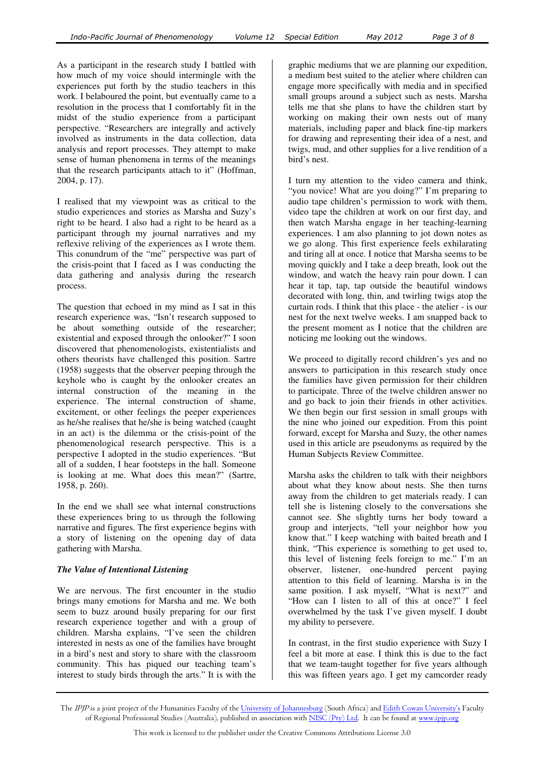As a participant in the research study I battled with how much of my voice should intermingle with the experiences put forth by the studio teachers in this work. I belaboured the point, but eventually came to a resolution in the process that I comfortably fit in the midst of the studio experience from a participant perspective. "Researchers are integrally and actively involved as instruments in the data collection, data analysis and report processes. They attempt to make sense of human phenomena in terms of the meanings that the research participants attach to it" (Hoffman, 2004, p. 17).

I realised that my viewpoint was as critical to the studio experiences and stories as Marsha and Suzy's right to be heard. I also had a right to be heard as a participant through my journal narratives and my reflexive reliving of the experiences as I wrote them. This conundrum of the "me" perspective was part of the crisis-point that I faced as I was conducting the data gathering and analysis during the research process.

The question that echoed in my mind as I sat in this research experience was, "Isn't research supposed to be about something outside of the researcher; existential and exposed through the onlooker?" I soon discovered that phenomenologists, existentialists and others theorists have challenged this position. Sartre (1958) suggests that the observer peeping through the keyhole who is caught by the onlooker creates an internal construction of the meaning in the experience. The internal construction of shame, excitement, or other feelings the peeper experiences as he/she realises that he/she is being watched (caught in an act) is the dilemma or the crisis-point of the phenomenological research perspective. This is a perspective I adopted in the studio experiences. "But all of a sudden, I hear footsteps in the hall. Someone is looking at me. What does this mean?" (Sartre, 1958, p. 260).

In the end we shall see what internal constructions these experiences bring to us through the following narrative and figures. The first experience begins with a story of listening on the opening day of data gathering with Marsha.

### *The Value of Intentional Listening*

We are nervous. The first encounter in the studio brings many emotions for Marsha and me. We both seem to buzz around busily preparing for our first research experience together and with a group of children. Marsha explains, "I've seen the children interested in nests as one of the families have brought in a bird's nest and story to share with the classroom community. This has piqued our teaching team's interest to study birds through the arts." It is with the graphic mediums that we are planning our expedition, a medium best suited to the atelier where children can engage more specifically with media and in specified small groups around a subject such as nests. Marsha tells me that she plans to have the children start by working on making their own nests out of many materials, including paper and black fine-tip markers for drawing and representing their idea of a nest, and twigs, mud, and other supplies for a live rendition of a bird's nest.

I turn my attention to the video camera and think, "you novice! What are you doing?" I'm preparing to audio tape children's permission to work with them, video tape the children at work on our first day, and then watch Marsha engage in her teaching-learning experiences. I am also planning to jot down notes as we go along. This first experience feels exhilarating and tiring all at once. I notice that Marsha seems to be moving quickly and I take a deep breath, look out the window, and watch the heavy rain pour down. I can hear it tap, tap, tap outside the beautiful windows decorated with long, thin, and twirling twigs atop the curtain rods. I think that this place - the atelier - is our nest for the next twelve weeks. I am snapped back to the present moment as I notice that the children are noticing me looking out the windows.

We proceed to digitally record children's yes and no answers to participation in this research study once the families have given permission for their children to participate. Three of the twelve children answer no and go back to join their friends in other activities. We then begin our first session in small groups with the nine who joined our expedition. From this point forward, except for Marsha and Suzy, the other names used in this article are pseudonyms as required by the Human Subjects Review Committee.

Marsha asks the children to talk with their neighbors about what they know about nests. She then turns away from the children to get materials ready. I can tell she is listening closely to the conversations she cannot see. She slightly turns her body toward a group and interjects, "tell your neighbor how you know that." I keep watching with baited breath and I think, "This experience is something to get used to, this level of listening feels foreign to me." I'm an observer, listener, one-hundred percent paying attention to this field of learning. Marsha is in the same position. I ask myself, "What is next?" and "How can I listen to all of this at once?" I feel overwhelmed by the task I've given myself. I doubt my ability to persevere.

In contrast, in the first studio experience with Suzy I feel a bit more at ease. I think this is due to the fact that we team-taught together for five years although this was fifteen years ago. I get my camcorder ready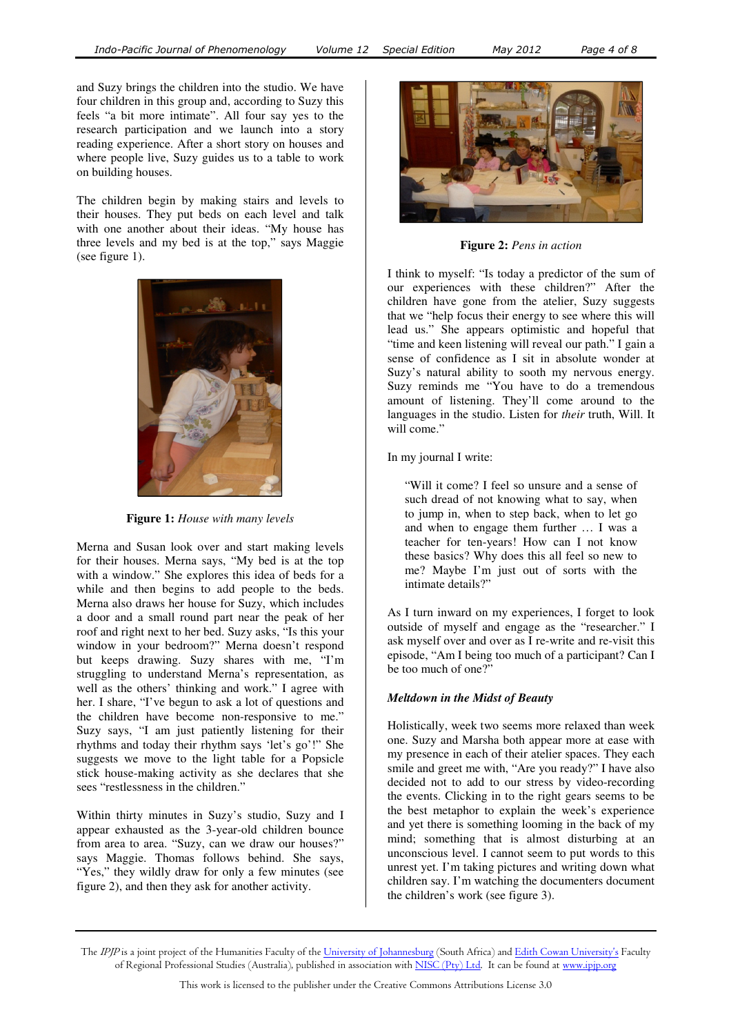and Suzy brings the children into the studio. We have four children in this group and, according to Suzy this feels "a bit more intimate". All four say yes to the research participation and we launch into a story reading experience. After a short story on houses and where people live, Suzy guides us to a table to work on building houses.

The children begin by making stairs and levels to their houses. They put beds on each level and talk with one another about their ideas. "My house has three levels and my bed is at the top," says Maggie (see figure 1).

**Figure 1:** *House with many levels*

Merna and Susan look over and start making levels for their houses. Merna says, "My bed is at the top with a window." She explores this idea of beds for a while and then begins to add people to the beds. Merna also draws her house for Suzy, which includes a door and a small round part near the peak of her roof and right next to her bed. Suzy asks, "Is this your window in your bedroom?" Merna doesn't respond but keeps drawing. Suzy shares with me, "I'm struggling to understand Merna's representation, as well as the others' thinking and work." I agree with her. I share, "I've begun to ask a lot of questions and the children have become non-responsive to me." Suzy says, "I am just patiently listening for their rhythms and today their rhythm says 'let's go'!" She suggests we move to the light table for a Popsicle stick house-making activity as she declares that she sees "restlessness in the children."

Within thirty minutes in Suzy's studio, Suzy and I appear exhausted as the 3-year-old children bounce from area to area. "Suzy, can we draw our houses?" says Maggie. Thomas follows behind. She says, "Yes," they wildly draw for only a few minutes (see figure 2), and then they ask for another activity.

**Figure 2:** *Pens in action*

I think to myself: "Is today a predictor of the sum of our experiences with these children?" After the children have gone from the atelier, Suzy suggests that we "help focus their energy to see where this will lead us." She appears optimistic and hopeful that "time and keen listening will reveal our path." I gain a sense of confidence as I sit in absolute wonder at Suzy's natural ability to sooth my nervous energy. Suzy reminds me "You have to do a tremendous amount of listening. They'll come around to the languages in the studio. Listen for *their* truth, Will. It will come."

In my journal I write:

> "Will it come? I feel so unsure and a sense of such dread of not knowing what to say, when to jump in, when to step back, when to let go and when to engage them further … I was a teacher for ten-years! How can I not know these basics? Why does this all feel so new to me? Maybe I'm just out of sorts with the intimate details?"

As I turn inward on my experiences, I forget to look outside of myself and engage as the "researcher." I ask myself over and over as I re-write and re-visit this episode, "Am I being too much of a participant? Can I be too much of one?"

### *Meltdown in the Midst of Beauty*

Holistically, week two seems more relaxed than week one. Suzy and Marsha both appear more at ease with my presence in each of their atelier spaces. They each smile and greet me with, "Are you ready?" I have also decided not to add to our stress by video-recording the events. Clicking in to the right gears seems to be the best metaphor to explain the week's experience and yet there is something looming in the back of my mind; something that is almost disturbing at an unconscious level. I cannot seem to put words to this unrest yet. I'm taking pictures and writing down what children say. I'm watching the documenters document the children's work (see figure 3).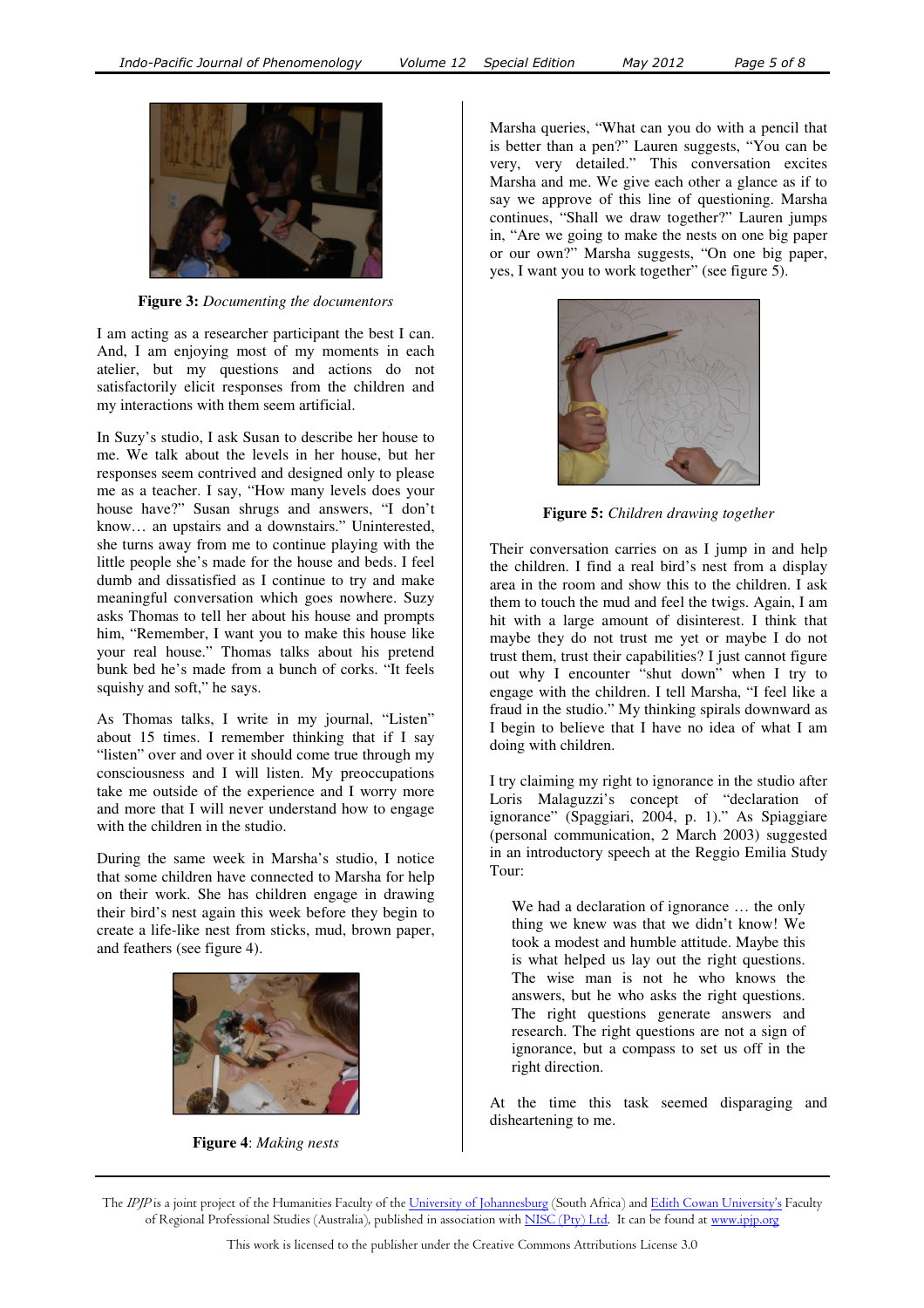**Figure 3:** *Documenting the documentors*

I am acting as a researcher participant the best I can. And, I am enjoying most of my moments in each atelier, but my questions and actions do not satisfactorily elicit responses from the children and my interactions with them seem artificial.

In Suzy's studio, I ask Susan to describe her house to me. We talk about the levels in her house, but her responses seem contrived and designed only to please me as a teacher. I say, "How many levels does your house have?" Susan shrugs and answers, "I don't know… an upstairs and a downstairs." Uninterested, she turns away from me to continue playing with the little people she's made for the house and beds. I feel dumb and dissatisfied as I continue to try and make meaningful conversation which goes nowhere. Suzy asks Thomas to tell her about his house and prompts him, "Remember, I want you to make this house like your real house." Thomas talks about his pretend bunk bed he's made from a bunch of corks. "It feels squishy and soft," he says.

As Thomas talks, I write in my journal, "Listen" about 15 times. I remember thinking that if I say "listen" over and over it should come true through my consciousness and I will listen. My preoccupations take me outside of the experience and I worry more and more that I will never understand how to engage with the children in the studio.

During the same week in Marsha's studio, I notice that some children have connected to Marsha for help on their work. She has children engage in drawing their bird's nest again this week before they begin to create a life-like nest from sticks, mud, brown paper, and feathers (see figure 4).

**Figure 4**: *Making nests*

Marsha queries, "What can you do with a pencil that is better than a pen?" Lauren suggests, "You can be very, very detailed." This conversation excites Marsha and me. We give each other a glance as if to say we approve of this line of questioning. Marsha continues, "Shall we draw together?" Lauren jumps in, "Are we going to make the nests on one big paper or our own?" Marsha suggests, "On one big paper, yes, I want you to work together" (see figure 5).

**Figure 5:** *Children drawing together*

Their conversation carries on as I jump in and help the children. I find a real bird's nest from a display area in the room and show this to the children. I ask them to touch the mud and feel the twigs. Again, I am hit with a large amount of disinterest. I think that maybe they do not trust me yet or maybe I do not trust them, trust their capabilities? I just cannot figure out why I encounter "shut down" when I try to engage with the children. I tell Marsha, "I feel like a fraud in the studio." My thinking spirals downward as I begin to believe that I have no idea of what I am doing with children.

I try claiming my right to ignorance in the studio after Loris Malaguzzi's concept of "declaration of ignorance" (Spaggiari, 2004, p. 1)." As Spiaggiare (personal communication, 2 March 2003) suggested in an introductory speech at the Reggio Emilia Study Tour:

> We had a declaration of ignorance … the only thing we knew was that we didn't know! We took a modest and humble attitude. Maybe this is what helped us lay out the right questions. The wise man is not he who knows the answers, but he who asks the right questions. The right questions generate answers and research. The right questions are not a sign of ignorance, but a compass to set us off in the right direction.

At the time this task seemed disparaging and disheartening to me.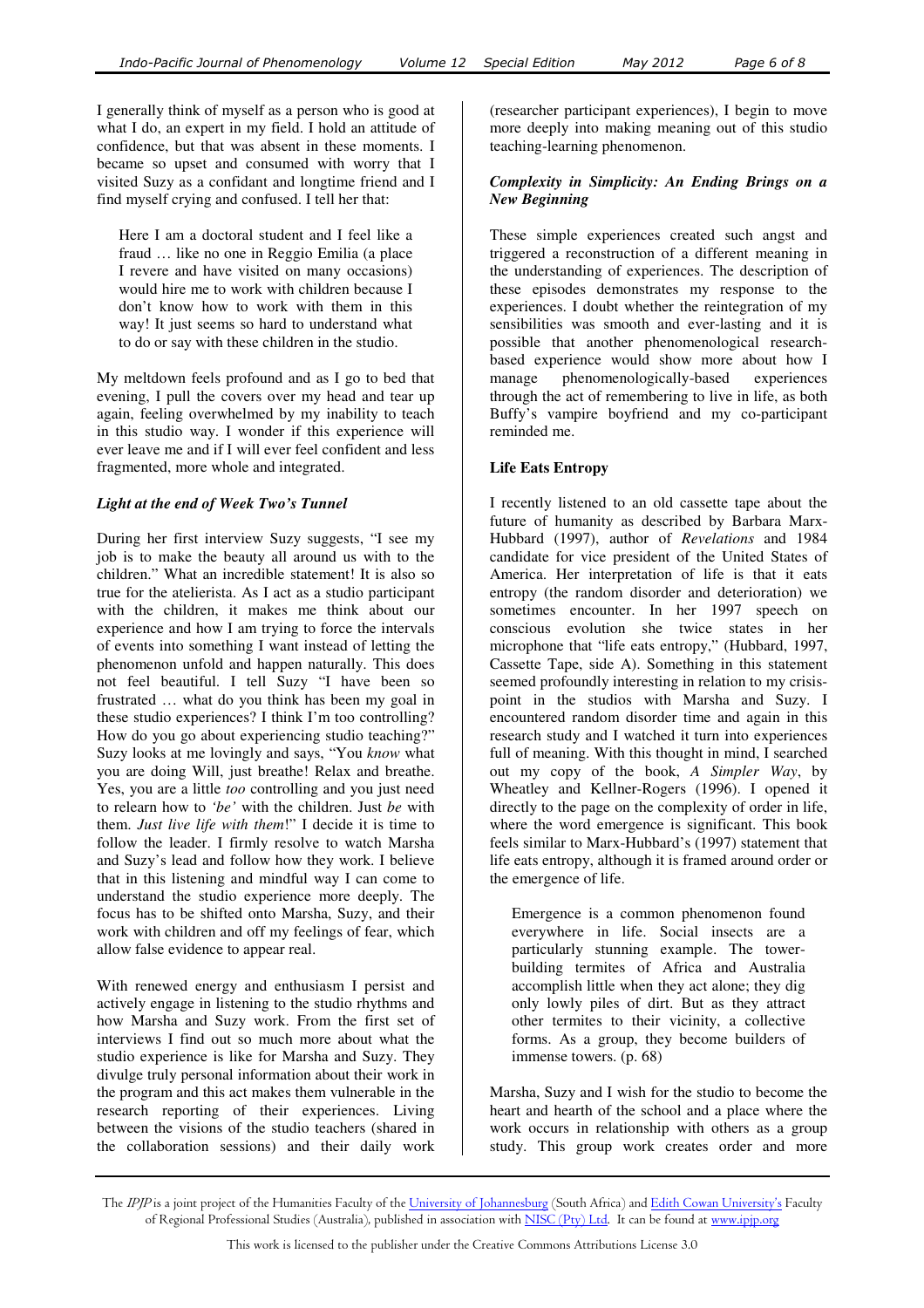I generally think of myself as a person who is good at what I do, an expert in my field. I hold an attitude of confidence, but that was absent in these moments. I became so upset and consumed with worry that I visited Suzy as a confidant and longtime friend and I find myself crying and confused. I tell her that:

> Here I am a doctoral student and I feel like a fraud … like no one in Reggio Emilia (a place I revere and have visited on many occasions) would hire me to work with children because I don't know how to work with them in this way! It just seems so hard to understand what to do or say with these children in the studio.

My meltdown feels profound and as I go to bed that evening, I pull the covers over my head and tear up again, feeling overwhelmed by my inability to teach in this studio way. I wonder if this experience will ever leave me and if I will ever feel confident and less fragmented, more whole and integrated.

### *Light at the end of Week Two's Tunnel*

During her first interview Suzy suggests, "I see my job is to make the beauty all around us with to the children." What an incredible statement! It is also so true for the atelierista. As I act as a studio participant with the children, it makes me think about our experience and how I am trying to force the intervals of events into something I want instead of letting the phenomenon unfold and happen naturally. This does not feel beautiful. I tell Suzy "I have been so frustrated … what do you think has been my goal in these studio experiences? I think I'm too controlling? How do you go about experiencing studio teaching?" Suzy looks at me lovingly and says, "You *know* what you are doing Will, just breathe! Relax and breathe. Yes, you are a little *too* controlling and you just need to relearn how to *'be'* with the children. Just *be* with them. *Just live life with them*!" I decide it is time to follow the leader. I firmly resolve to watch Marsha and Suzy's lead and follow how they work. I believe that in this listening and mindful way I can come to understand the studio experience more deeply. The focus has to be shifted onto Marsha, Suzy, and their work with children and off my feelings of fear, which allow false evidence to appear real.

With renewed energy and enthusiasm I persist and actively engage in listening to the studio rhythms and how Marsha and Suzy work. From the first set of interviews I find out so much more about what the studio experience is like for Marsha and Suzy. They divulge truly personal information about their work in the program and this act makes them vulnerable in the research reporting of their experiences. Living between the visions of the studio teachers (shared in the collaboration sessions) and their daily work (researcher participant experiences), I begin to move more deeply into making meaning out of this studio teaching-learning phenomenon.

### *Complexity in Simplicity: An Ending Brings on a New Beginning*

These simple experiences created such angst and triggered a reconstruction of a different meaning in the understanding of experiences. The description of these episodes demonstrates my response to the experiences. I doubt whether the reintegration of my sensibilities was smooth and ever-lasting and it is possible that another phenomenological research-based experience would show more about how I manage phenomenologically-based experiences through the act of remembering to live in life, as both Buffy's vampire boyfriend and my co-participant reminded me.

## **Life Eats Entropy**

I recently listened to an old cassette tape about the future of humanity as described by Barbara Marx-Hubbard (1997), author of *Revelations* and 1984 candidate for vice president of the United States of America. Her interpretation of life is that it eats entropy (the random disorder and deterioration) we sometimes encounter. In her 1997 speech on conscious evolution she twice states in her microphone that "life eats entropy," (Hubbard, 1997, Cassette Tape, side A). Something in this statement seemed profoundly interesting in relation to my crisis-point in the studios with Marsha and Suzy. I encountered random disorder time and again in this research study and I watched it turn into experiences full of meaning. With this thought in mind, I searched out my copy of the book, *A Simpler Way*, by Wheatley and Kellner-Rogers (1996). I opened it directly to the page on the complexity of order in life, where the word emergence is significant. This book feels similar to Marx-Hubbard's (1997) statement that life eats entropy, although it is framed around order or the emergence of life.

> Emergence is a common phenomenon found everywhere in life. Social insects are a particularly stunning example. The tower-building termites of Africa and Australia accomplish little when they act alone; they dig only lowly piles of dirt. But as they attract other termites to their vicinity, a collective forms. As a group, they become builders of immense towers. (p. 68)

Marsha, Suzy and I wish for the studio to become the heart and hearth of the school and a place where the work occurs in relationship with others as a group study. This group work creates order and more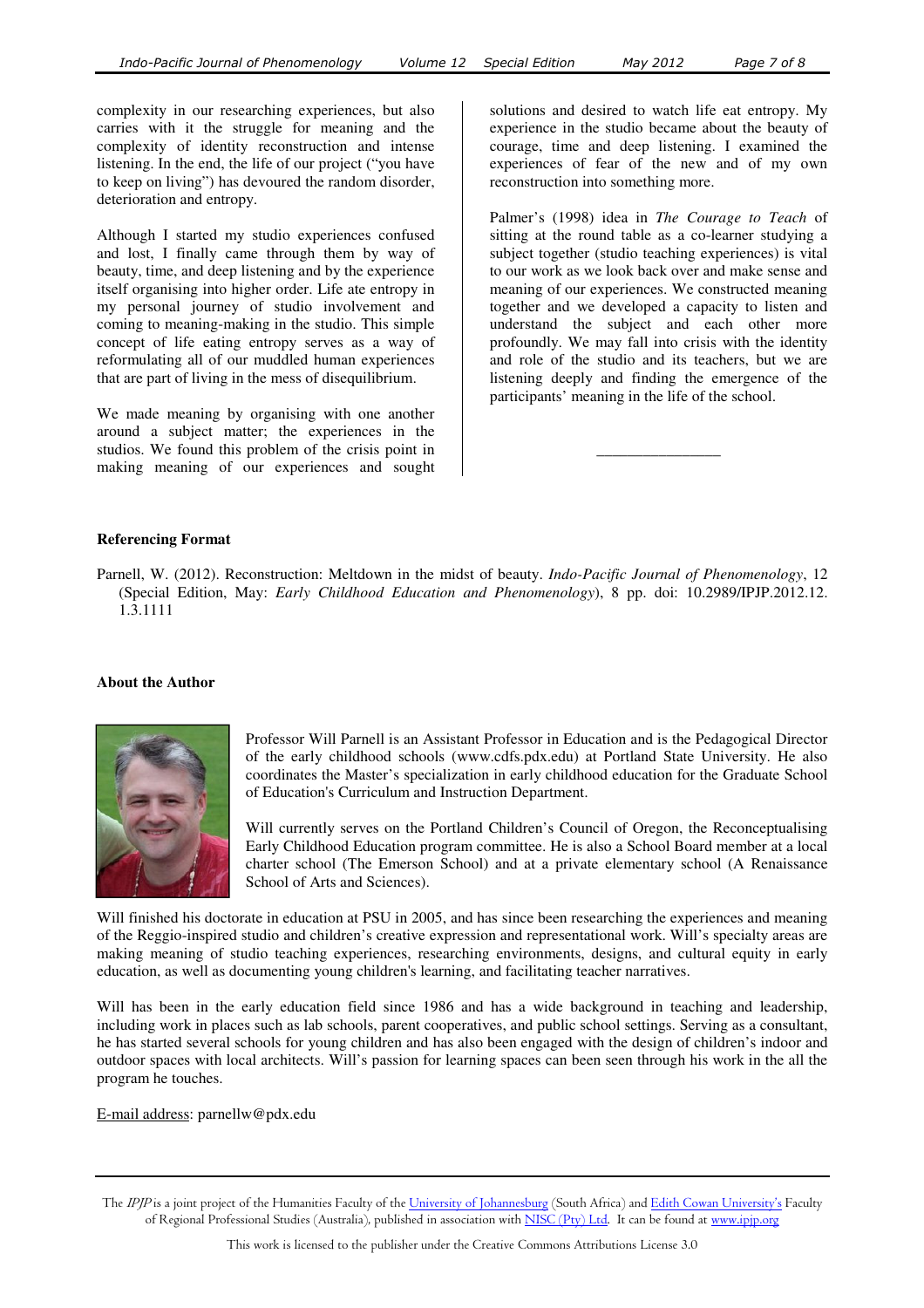complexity in our researching experiences, but also carries with it the struggle for meaning and the complexity of identity reconstruction and intense listening. In the end, the life of our project ("you have to keep on living") has devoured the random disorder, deterioration and entropy.

Although I started my studio experiences confused and lost, I finally came through them by way of beauty, time, and deep listening and by the experience itself organising into higher order. Life ate entropy in my personal journey of studio involvement and coming to meaning-making in the studio. This simple concept of life eating entropy serves as a way of reformulating all of our muddled human experiences that are part of living in the mess of disequilibrium.

We made meaning by organising with one another around a subject matter; the experiences in the studios. We found this problem of the crisis point in making meaning of our experiences and sought solutions and desired to watch life eat entropy. My experience in the studio became about the beauty of courage, time and deep listening. I examined the experiences of fear of the new and of my own reconstruction into something more.

Palmer's (1998) idea in *The Courage to Teach* of sitting at the round table as a co-learner studying a subject together (studio teaching experiences) is vital to our work as we look back over and make sense and meaning of our experiences. We constructed meaning together and we developed a capacity to listen and understand the subject and each other more profoundly. We may fall into crisis with the identity and role of the studio and its teachers, but we are listening deeply and finding the emergence of the participants' meaning in the life of the school.

______________

**Referencing Format**

Parnell, W. (2012). Reconstruction: Meltdown in the midst of beauty. *Indo-Pacific Journal of Phenomenology*, 12 (Special Edition, May: *Early Childhood Education and Phenomenology*), 8 pp. doi: 10.2989/IPJP.2012.12.1.3.1111

**About the Author**

Professor Will Parnell is an Assistant Professor in Education and is the Pedagogical Director of the early childhood schools (www.cdfs.pdx.edu) at Portland State University. He also coordinates the Master's specialization in early childhood education for the Graduate School of Education's Curriculum and Instruction Department.

Will currently serves on the Portland Children's Council of Oregon, the Reconceptualising Early Childhood Education program committee. He is also a School Board member at a local charter school (The Emerson School) and at a private elementary school (A Renaissance School of Arts and Sciences).

Will finished his doctorate in education at PSU in 2005, and has since been researching the experiences and meaning of the Reggio-inspired studio and children's creative expression and representational work. Will's specialty areas are making meaning of studio teaching experiences, researching environments, designs, and cultural equity in early education, as well as documenting young children's learning, and facilitating teacher narratives.

Will has been in the early education field since 1986 and has a wide background in teaching and leadership, including work in places such as lab schools, parent cooperatives, and public school settings. Serving as a consultant, he has started several schools for young children and has also been engaged with the design of children's indoor and outdoor spaces with local architects. Will's passion for learning spaces can been seen through his work in the all the program he touches.

E-mail address: parnellw@pdx.edu

The *IPJP* is a joint project of the Humanities Faculty of the University of Johannesburg (South Africa) and Edith Cowan University's Faculty of Regional Professional Studies (Australia), published in association with NISC (Pty) Ltd. It can be found at www.ipjp.org

This work is licensed to the publisher under the Creative Commons Attributions License 3.0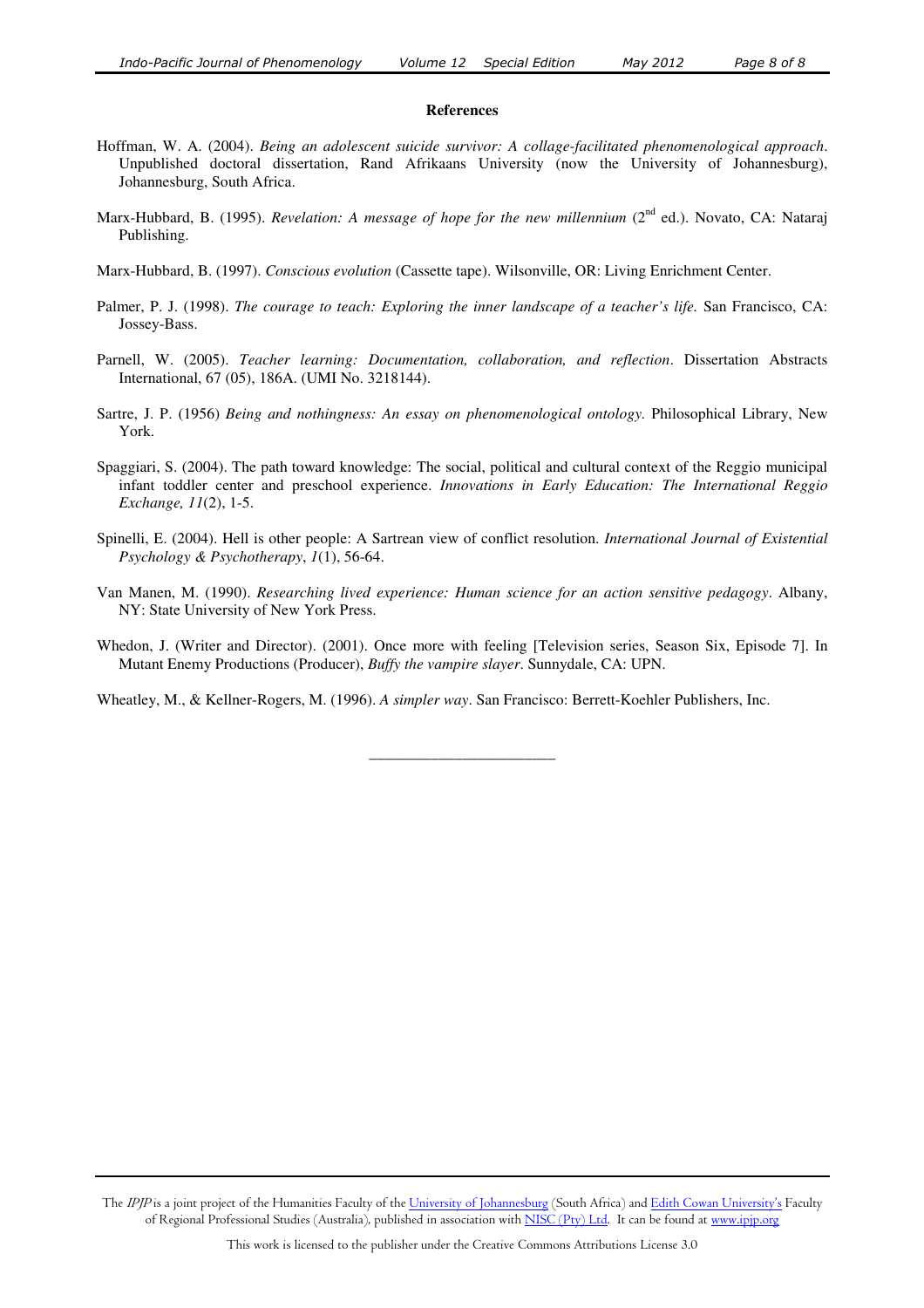**References**

Hoffman, W. A. (2004). *Being an adolescent suicide survivor: A collage-facilitated phenomenological approach*. Unpublished doctoral dissertation, Rand Afrikaans University (now the University of Johannesburg), Johannesburg, South Africa.

Marx-Hubbard, B. (1995). *Revelation: A message of hope for the new millennium* (2nd ed.). Novato, CA: Nataraj Publishing.

Marx-Hubbard, B. (1997). *Conscious evolution* (Cassette tape). Wilsonville, OR: Living Enrichment Center.

Palmer, P. J. (1998). *The courage to teach: Exploring the inner landscape of a teacher's life.* San Francisco, CA: Jossey-Bass.

Parnell, W. (2005). *Teacher learning: Documentation, collaboration, and reflection*. Dissertation Abstracts International, 67 (05), 186A. (UMI No. 3218144).

Sartre, J. P. (1956) *Being and nothingness: An essay on phenomenological ontology.* Philosophical Library, New York.

Spaggiari, S. (2004). The path toward knowledge: The social, political and cultural context of the Reggio municipal infant toddler center and preschool experience. *Innovations in Early Education: The International Reggio Exchange, 11*(2), 1-5.

Spinelli, E. (2004). Hell is other people: A Sartrean view of conflict resolution. *International Journal of Existential Psychology & Psychotherapy*, *1*(1), 56-64.

Van Manen, M. (1990). *Researching lived experience: Human science for an action sensitive pedagogy*. Albany, NY: State University of New York Press.

Whedon, J. (Writer and Director). (2001). Once more with feeling [Television series, Season Six, Episode 7]. In Mutant Enemy Productions (Producer), *Buffy the vampire slayer*. Sunnydale, CA: UPN.

Wheatley, M., & Kellner-Rogers, M. (1996). *A simpler way*. San Francisco: Berrett-Koehler Publishers, Inc.

---

The *IPJP* is a joint project of the Humanities Faculty of the University of Johannesburg (South Africa) and Edith Cowan University's Faculty of Regional Professional Studies (Australia), published in association with NISC (Pty) Ltd. It can be found at www.ipjp.org

This work is licensed to the publisher under the Creative Commons Attributions License 3.0